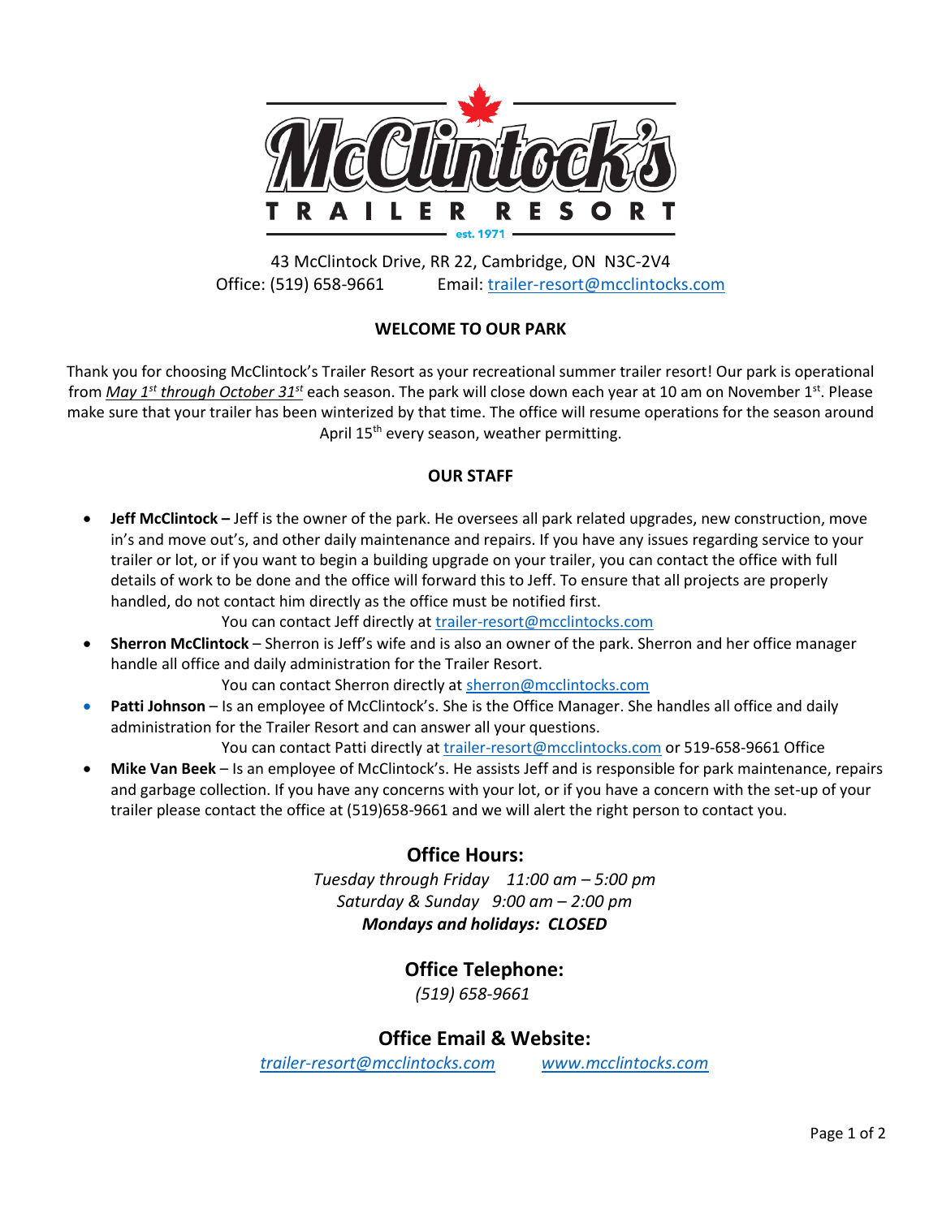# McClintock's TRAILER RESORT

est. 1971

43 McClintock Drive, RR 22, Cambridge, ON N3C-2V4
Office: (519) 658-9661 Email: trailer-resort@mcclintocks.com

## WELCOME TO OUR PARK

Thank you for choosing McClintock's Trailer Resort as your recreational summer trailer resort! Our park is operational from ***May 1st through October 31st*** each season. The park will close down each year at 10 am on November 1st. Please make sure that your trailer has been winterized by that time. The office will resume operations for the season around April 15th every season, weather permitting.

## OUR STAFF

- **Jeff McClintock –** Jeff is the owner of the park. He oversees all park related upgrades, new construction, move in's and move out's, and other daily maintenance and repairs. If you have any issues regarding service to your trailer or lot, or if you want to begin a building upgrade on your trailer, you can contact the office with full details of work to be done and the office will forward this to Jeff. To ensure that all projects are properly handled, do not contact him directly as the office must be notified first.
  You can contact Jeff directly at trailer-resort@mcclintocks.com
- **Sherron McClintock** – Sherron is Jeff's wife and is also an owner of the park. Sherron and her office manager handle all office and daily administration for the Trailer Resort.
  You can contact Sherron directly at sherron@mcclintocks.com
- **Patti Johnson** – Is an employee of McClintock's. She is the Office Manager. She handles all office and daily administration for the Trailer Resort and can answer all your questions.
  You can contact Patti directly at trailer-resort@mcclintocks.com or 519-658-9661 Office
- **Mike Van Beek** – Is an employee of McClintock's. He assists Jeff and is responsible for park maintenance, repairs and garbage collection. If you have any concerns with your lot, or if you have a concern with the set-up of your trailer please contact the office at (519)658-9661 and we will alert the right person to contact you.

## Office Hours:

*Tuesday through Friday 11:00 am – 5:00 pm*
*Saturday & Sunday 9:00 am – 2:00 pm*
***Mondays and holidays: CLOSED***

## Office Telephone:

*(519) 658-9661*

## Office Email & Website:

*trailer-resort@mcclintocks.com* *www.mcclintocks.com*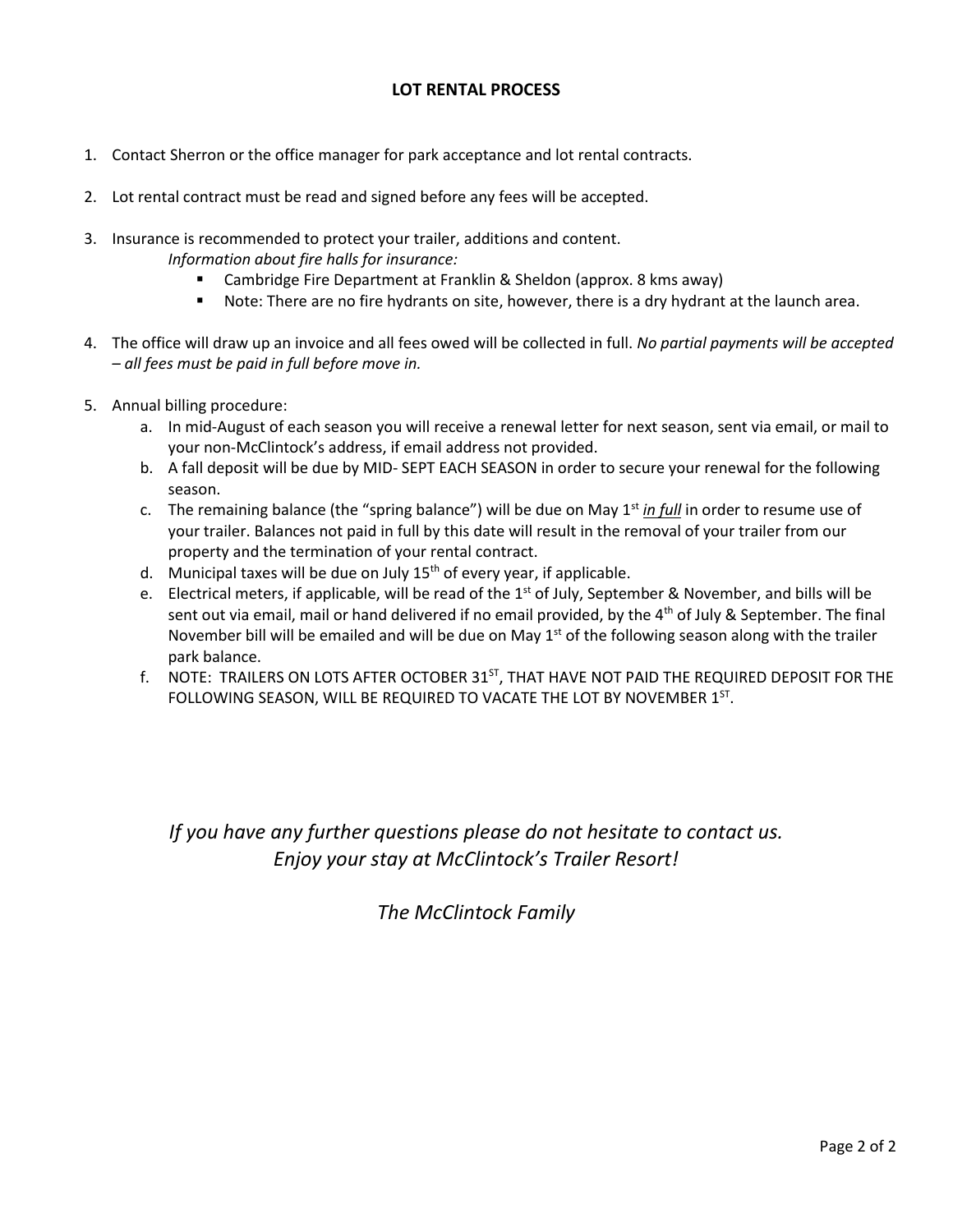## LOT RENTAL PROCESS

1. Contact Sherron or the office manager for park acceptance and lot rental contracts.

2. Lot rental contract must be read and signed before any fees will be accepted.

3. Insurance is recommended to protect your trailer, additions and content.
   *Information about fire halls for insurance:*
   - Cambridge Fire Department at Franklin & Sheldon (approx. 8 kms away)
   - Note: There are no fire hydrants on site, however, there is a dry hydrant at the launch area.

4. The office will draw up an invoice and all fees owed will be collected in full. *No partial payments will be accepted – all fees must be paid in full before move in.*

5. Annual billing procedure:
   a. In mid-August of each season you will receive a renewal letter for next season, sent via email, or mail to your non-McClintock's address, if email address not provided.
   b. A fall deposit will be due by MID- SEPT EACH SEASON in order to secure your renewal for the following season.
   c. The remaining balance (the "spring balance") will be due on May 1st ***in full*** in order to resume use of your trailer. Balances not paid in full by this date will result in the removal of your trailer from our property and the termination of your rental contract.
   d. Municipal taxes will be due on July 15th of every year, if applicable.
   e. Electrical meters, if applicable, will be read of the 1st of July, September & November, and bills will be sent out via email, mail or hand delivered if no email provided, by the 4th of July & September. The final November bill will be emailed and will be due on May 1st of the following season along with the trailer park balance.
   f. NOTE: TRAILERS ON LOTS AFTER OCTOBER 31ST, THAT HAVE NOT PAID THE REQUIRED DEPOSIT FOR THE FOLLOWING SEASON, WILL BE REQUIRED TO VACATE THE LOT BY NOVEMBER 1ST.

*If you have any further questions please do not hesitate to contact us.*
*Enjoy your stay at McClintock's Trailer Resort!*

*The McClintock Family*